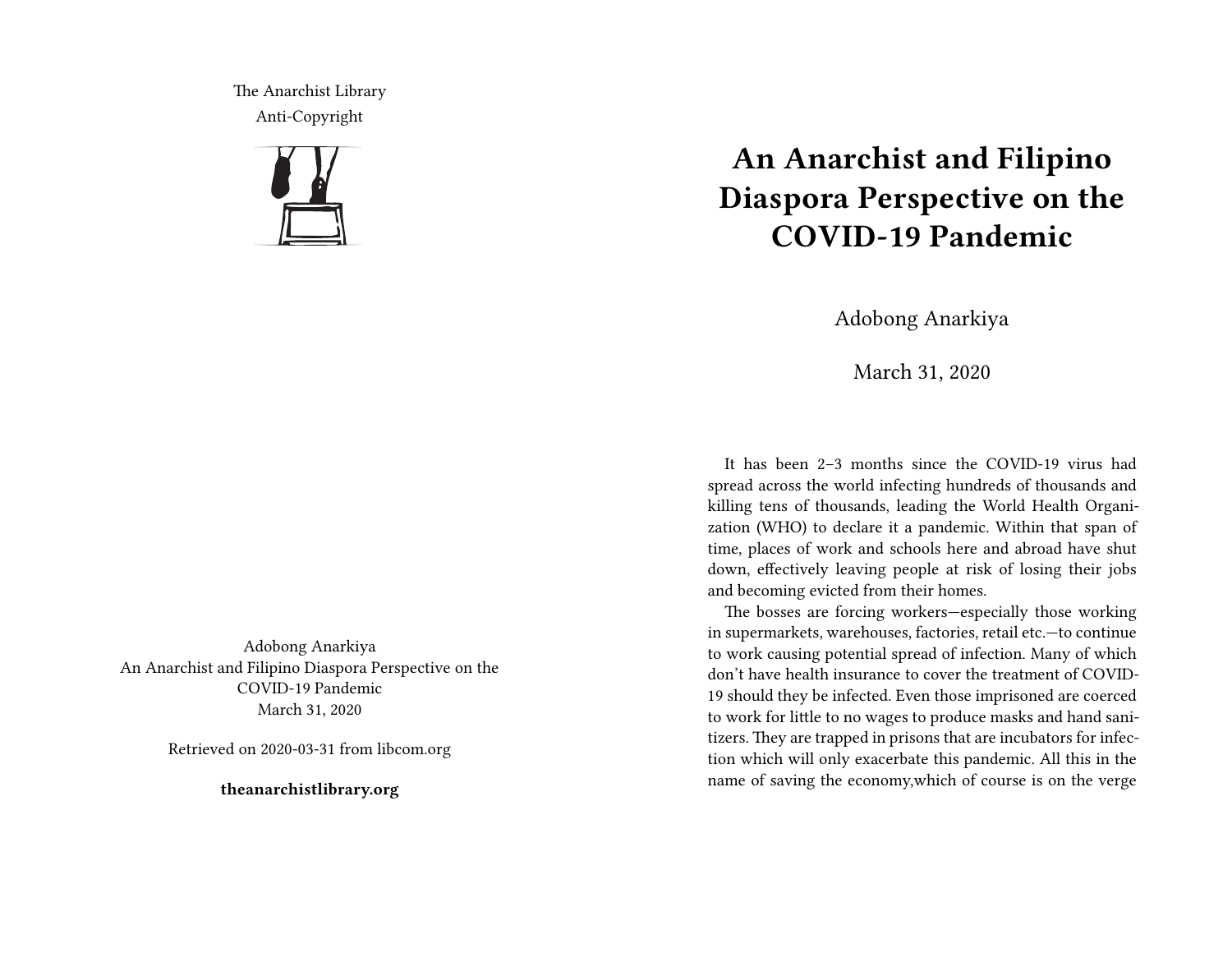The Anarchist Library
Anti-Copyright

Adobong Anarkiya
An Anarchist and Filipino Diaspora Perspective on the COVID-19 Pandemic
March 31, 2020

Retrieved on 2020-03-31 from libcom.org

**theanarchistlibrary.org**

# An Anarchist and Filipino Diaspora Perspective on the COVID-19 Pandemic

Adobong Anarkiya

March 31, 2020

It has been 2–3 months since the COVID-19 virus had spread across the world infecting hundreds of thousands and killing tens of thousands, leading the World Health Organization (WHO) to declare it a pandemic. Within that span of time, places of work and schools here and abroad have shut down, effectively leaving people at risk of losing their jobs and becoming evicted from their homes.

The bosses are forcing workers—especially those working in supermarkets, warehouses, factories, retail etc.—to continue to work causing potential spread of infection. Many of which don't have health insurance to cover the treatment of COVID-19 should they be infected. Even those imprisoned are coerced to work for little to no wages to produce masks and hand sanitizers. They are trapped in prisons that are incubators for infection which will only exacerbate this pandemic. All this in the name of saving the economy,which of course is on the verge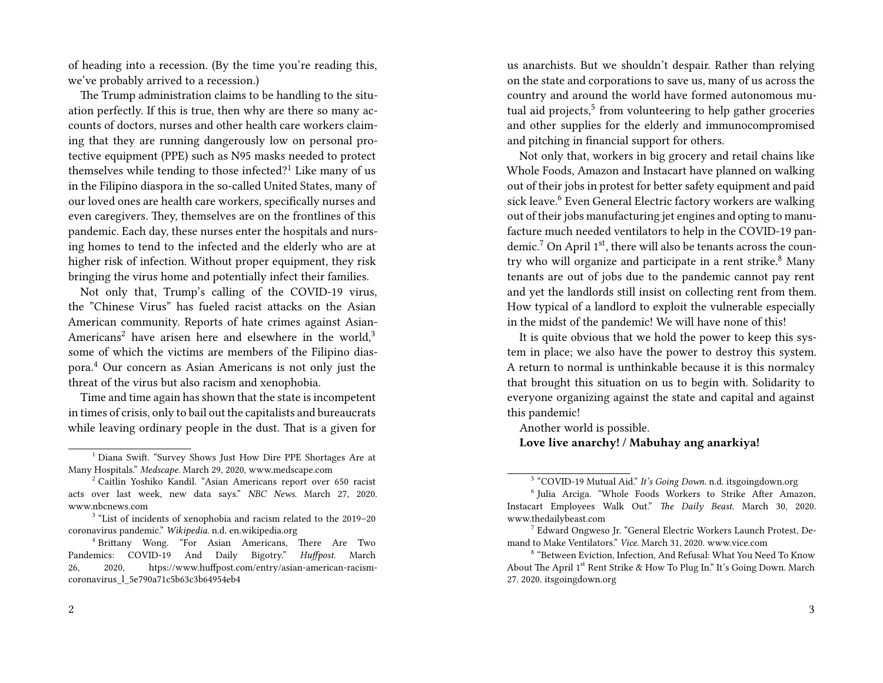of heading into a recession. (By the time you're reading this, we've probably arrived to a recession.)

The Trump administration claims to be handling to the situation perfectly. If this is true, then why are there so many accounts of doctors, nurses and other health care workers claiming that they are running dangerously low on personal protective equipment (PPE) such as N95 masks needed to protect themselves while tending to those infected?[1] Like many of us in the Filipino diaspora in the so-called United States, many of our loved ones are health care workers, specifically nurses and even caregivers. They, themselves are on the frontlines of this pandemic. Each day, these nurses enter the hospitals and nursing homes to tend to the infected and the elderly who are at higher risk of infection. Without proper equipment, they risk bringing the virus home and potentially infect their families.

Not only that, Trump's calling of the COVID-19 virus, the "Chinese Virus" has fueled racist attacks on the Asian American community. Reports of hate crimes against Asian-Americans[2] have arisen here and elsewhere in the world,[3] some of which the victims are members of the Filipino diaspora.[4] Our concern as Asian Americans is not only just the threat of the virus but also racism and xenophobia.

Time and time again has shown that the state is incompetent in times of crisis, only to bail out the capitalists and bureaucrats while leaving ordinary people in the dust. That is a given for us anarchists. But we shouldn't despair. Rather than relying on the state and corporations to save us, many of us across the country and around the world have formed autonomous mutual aid projects,[5] from volunteering to help gather groceries and other supplies for the elderly and immunocompromised and pitching in financial support for others.

Not only that, workers in big grocery and retail chains like Whole Foods, Amazon and Instacart have planned on walking out of their jobs in protest for better safety equipment and paid sick leave.[6] Even General Electric factory workers are walking out of their jobs manufacturing jet engines and opting to manufacture much needed ventilators to help in the COVID-19 pandemic.[7] On April 1st, there will also be tenants across the country who will organize and participate in a rent strike.[8] Many tenants are out of jobs due to the pandemic cannot pay rent and yet the landlords still insist on collecting rent from them. How typical of a landlord to exploit the vulnerable especially in the midst of the pandemic! We will have none of this!

It is quite obvious that we hold the power to keep this system in place; we also have the power to destroy this system. A return to normal is unthinkable because it is this normalcy that brought this situation on us to begin with. Solidarity to everyone organizing against the state and capital and against this pandemic!

Another world is possible.

**Love live anarchy! / Mabuhay ang anarkiya!**

---

[1] Diana Swift. "Survey Shows Just How Dire PPE Shortages Are at Many Hospitals." *Medscape.* March 29, 2020, www.medscape.com

[2] Caitlin Yoshiko Kandil. "Asian Americans report over 650 racist acts over last week, new data says." *NBC News.* March 27, 2020. www.nbcnews.com

[3] "List of incidents of xenophobia and racism related to the 2019–20 coronavirus pandemic." *Wikipedia.* n.d. en.wikipedia.org

[4] Brittany Wong. "For Asian Americans, There Are Two Pandemics: COVID-19 And Daily Bigotry." *Huffpost.* March 26, 2020, htpss://www.huffpost.com/entry/asian-american-racism-coronavirus_l_5e790a71c5b63c3b64954eb4

[5] "COVID-19 Mutual Aid." *It's Going Down.* n.d. itsgoingdown.org

[6] Julia Arciga. "Whole Foods Workers to Strike After Amazon, Instacart Employees Walk Out." *The Daily Beast.* March 30, 2020. www.thedailybeast.com

[7] Edward Ongweso Jr. "General Electric Workers Launch Protest, Demand to Make Ventilators." *Vice.* March 31, 2020. www.vice.com

[8] "Between Eviction, Infection, And Refusal: What You Need To Know About The April 1st Rent Strike & How To Plug In." It's Going Down. March 27. 2020. itsgoingdown.org